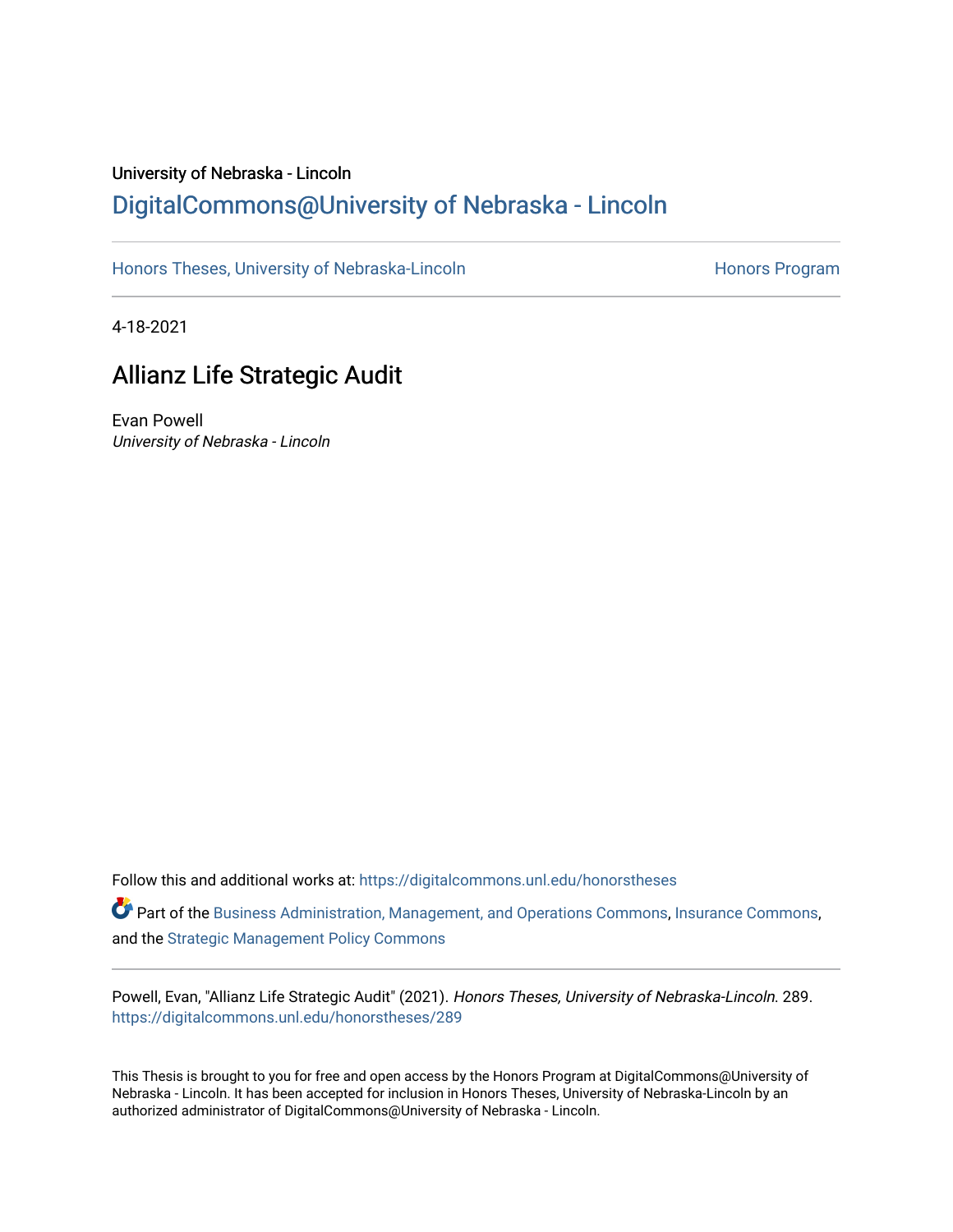University of Nebraska - Lincoln

DigitalCommons@University of Nebraska - Lincoln

Honors Theses, University of Nebraska-Lincoln — Honors Program

4-18-2021

# Allianz Life Strategic Audit

Evan Powell
*University of Nebraska - Lincoln*

Follow this and additional works at: https://digitalcommons.unl.edu/honorstheses

Part of the Business Administration, Management, and Operations Commons, Insurance Commons, and the Strategic Management Policy Commons

Powell, Evan, "Allianz Life Strategic Audit" (2021). *Honors Theses, University of Nebraska-Lincoln*. 289.
https://digitalcommons.unl.edu/honorstheses/289

This Thesis is brought to you for free and open access by the Honors Program at DigitalCommons@University of Nebraska - Lincoln. It has been accepted for inclusion in Honors Theses, University of Nebraska-Lincoln by an authorized administrator of DigitalCommons@University of Nebraska - Lincoln.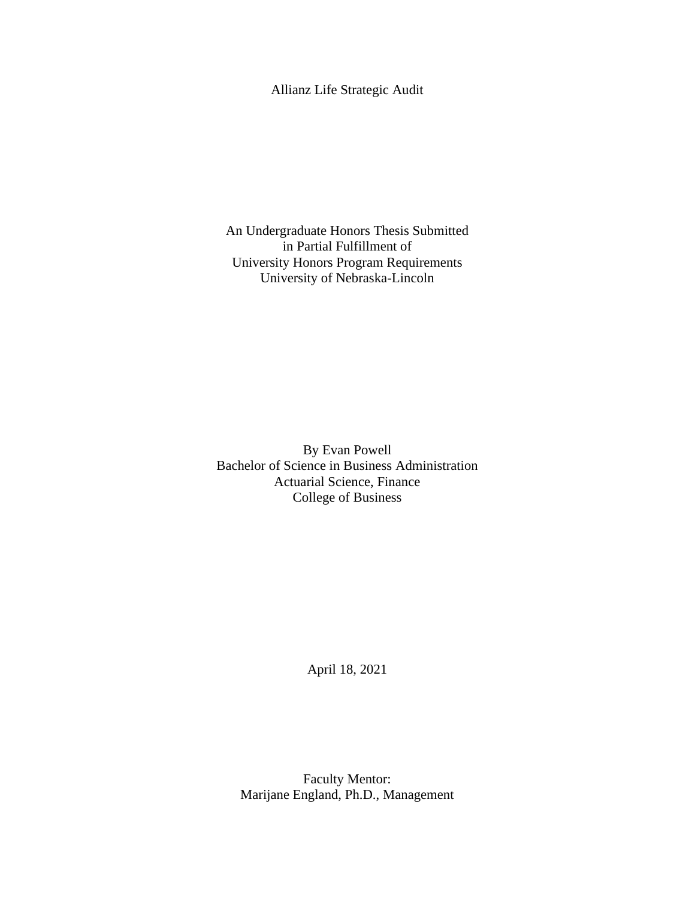# Allianz Life Strategic Audit

An Undergraduate Honors Thesis Submitted
in Partial Fulfillment of
University Honors Program Requirements
University of Nebraska-Lincoln

By Evan Powell
Bachelor of Science in Business Administration
Actuarial Science, Finance
College of Business

April 18, 2021

Faculty Mentor:
Marijane England, Ph.D., Management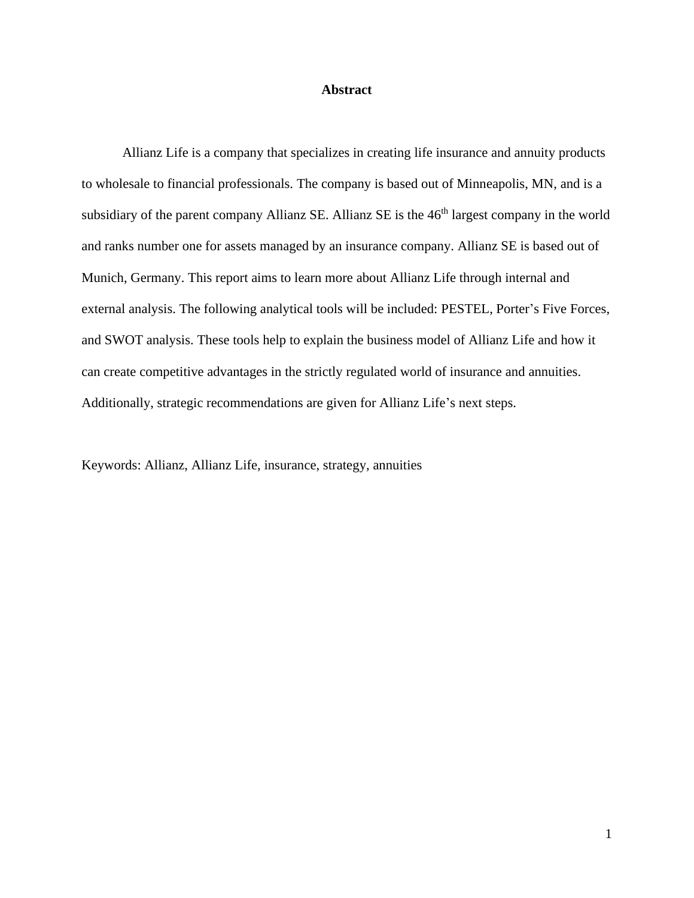# Abstract

Allianz Life is a company that specializes in creating life insurance and annuity products to wholesale to financial professionals. The company is based out of Minneapolis, MN, and is a subsidiary of the parent company Allianz SE. Allianz SE is the 46th largest company in the world and ranks number one for assets managed by an insurance company. Allianz SE is based out of Munich, Germany. This report aims to learn more about Allianz Life through internal and external analysis. The following analytical tools will be included: PESTEL, Porter's Five Forces, and SWOT analysis. These tools help to explain the business model of Allianz Life and how it can create competitive advantages in the strictly regulated world of insurance and annuities. Additionally, strategic recommendations are given for Allianz Life's next steps.

Keywords: Allianz, Allianz Life, insurance, strategy, annuities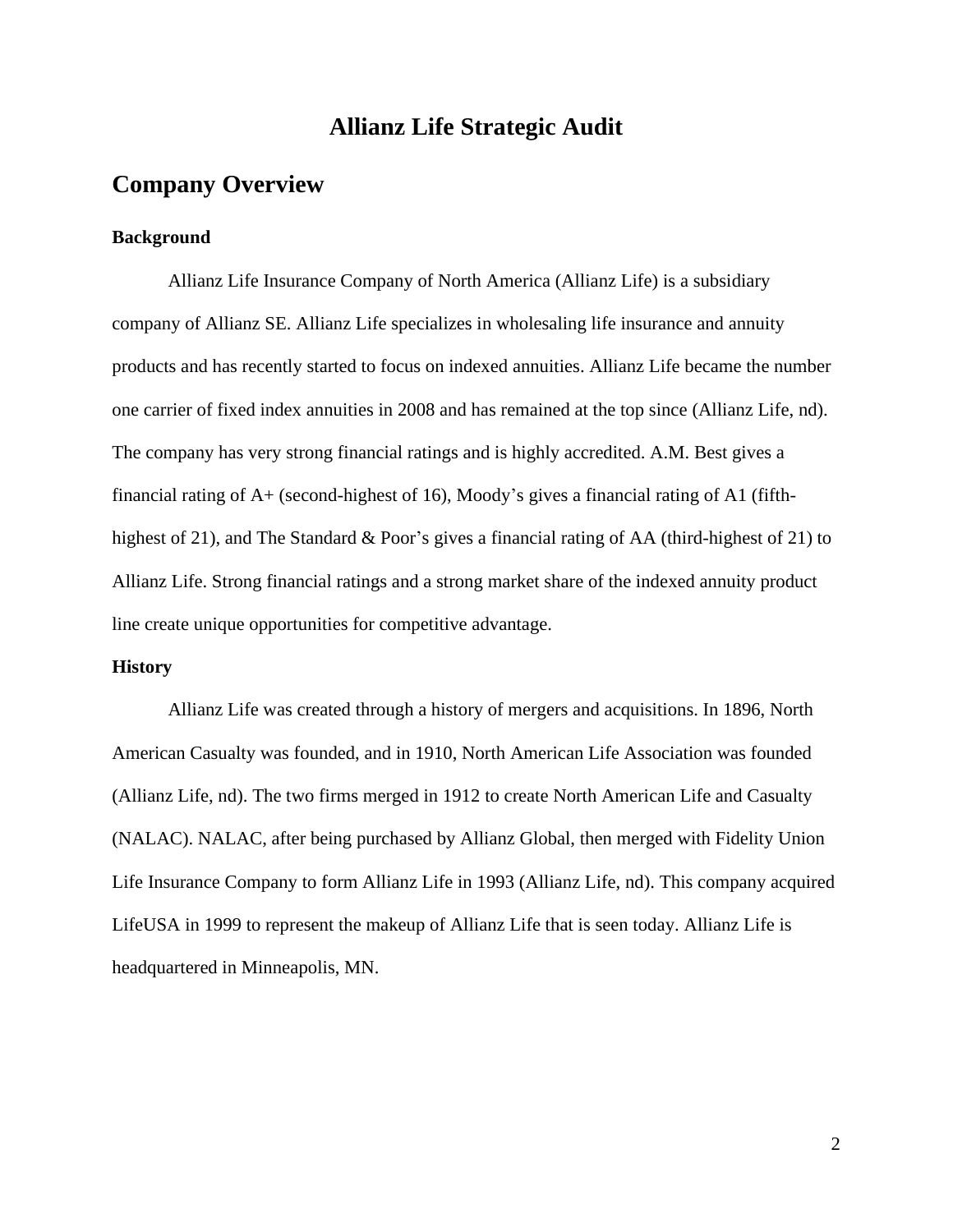# Allianz Life Strategic Audit

## Company Overview

### Background

Allianz Life Insurance Company of North America (Allianz Life) is a subsidiary company of Allianz SE. Allianz Life specializes in wholesaling life insurance and annuity products and has recently started to focus on indexed annuities. Allianz Life became the number one carrier of fixed index annuities in 2008 and has remained at the top since (Allianz Life, nd). The company has very strong financial ratings and is highly accredited. A.M. Best gives a financial rating of A+ (second-highest of 16), Moody's gives a financial rating of A1 (fifth-highest of 21), and The Standard & Poor's gives a financial rating of AA (third-highest of 21) to Allianz Life. Strong financial ratings and a strong market share of the indexed annuity product line create unique opportunities for competitive advantage.

### History

Allianz Life was created through a history of mergers and acquisitions. In 1896, North American Casualty was founded, and in 1910, North American Life Association was founded (Allianz Life, nd). The two firms merged in 1912 to create North American Life and Casualty (NALAC). NALAC, after being purchased by Allianz Global, then merged with Fidelity Union Life Insurance Company to form Allianz Life in 1993 (Allianz Life, nd). This company acquired LifeUSA in 1999 to represent the makeup of Allianz Life that is seen today. Allianz Life is headquartered in Minneapolis, MN.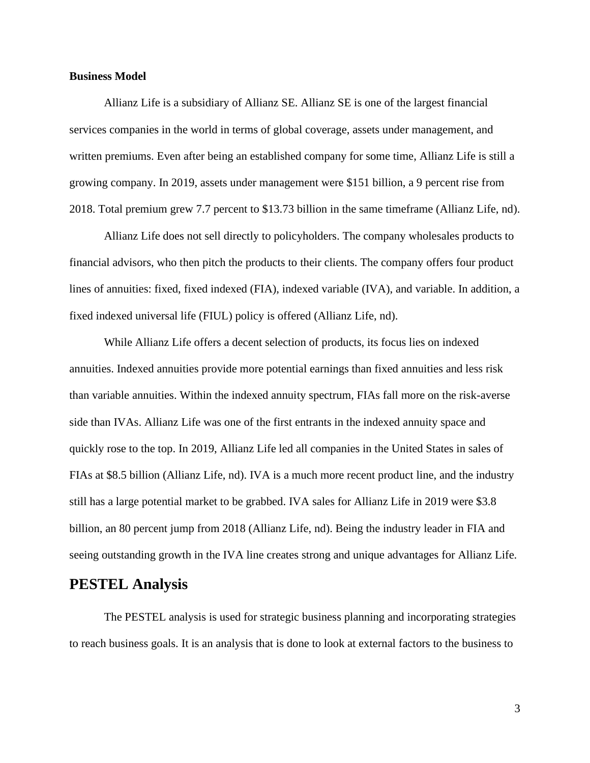**Business Model**

Allianz Life is a subsidiary of Allianz SE. Allianz SE is one of the largest financial services companies in the world in terms of global coverage, assets under management, and written premiums. Even after being an established company for some time, Allianz Life is still a growing company. In 2019, assets under management were $151 billion, a 9 percent rise from 2018. Total premium grew 7.7 percent to $13.73 billion in the same timeframe (Allianz Life, nd).

Allianz Life does not sell directly to policyholders. The company wholesales products to financial advisors, who then pitch the products to their clients. The company offers four product lines of annuities: fixed, fixed indexed (FIA), indexed variable (IVA), and variable. In addition, a fixed indexed universal life (FIUL) policy is offered (Allianz Life, nd).

While Allianz Life offers a decent selection of products, its focus lies on indexed annuities. Indexed annuities provide more potential earnings than fixed annuities and less risk than variable annuities. Within the indexed annuity spectrum, FIAs fall more on the risk-averse side than IVAs. Allianz Life was one of the first entrants in the indexed annuity space and quickly rose to the top. In 2019, Allianz Life led all companies in the United States in sales of FIAs at $8.5 billion (Allianz Life, nd). IVA is a much more recent product line, and the industry still has a large potential market to be grabbed. IVA sales for Allianz Life in 2019 were $3.8 billion, an 80 percent jump from 2018 (Allianz Life, nd). Being the industry leader in FIA and seeing outstanding growth in the IVA line creates strong and unique advantages for Allianz Life.

## PESTEL Analysis

The PESTEL analysis is used for strategic business planning and incorporating strategies to reach business goals. It is an analysis that is done to look at external factors to the business to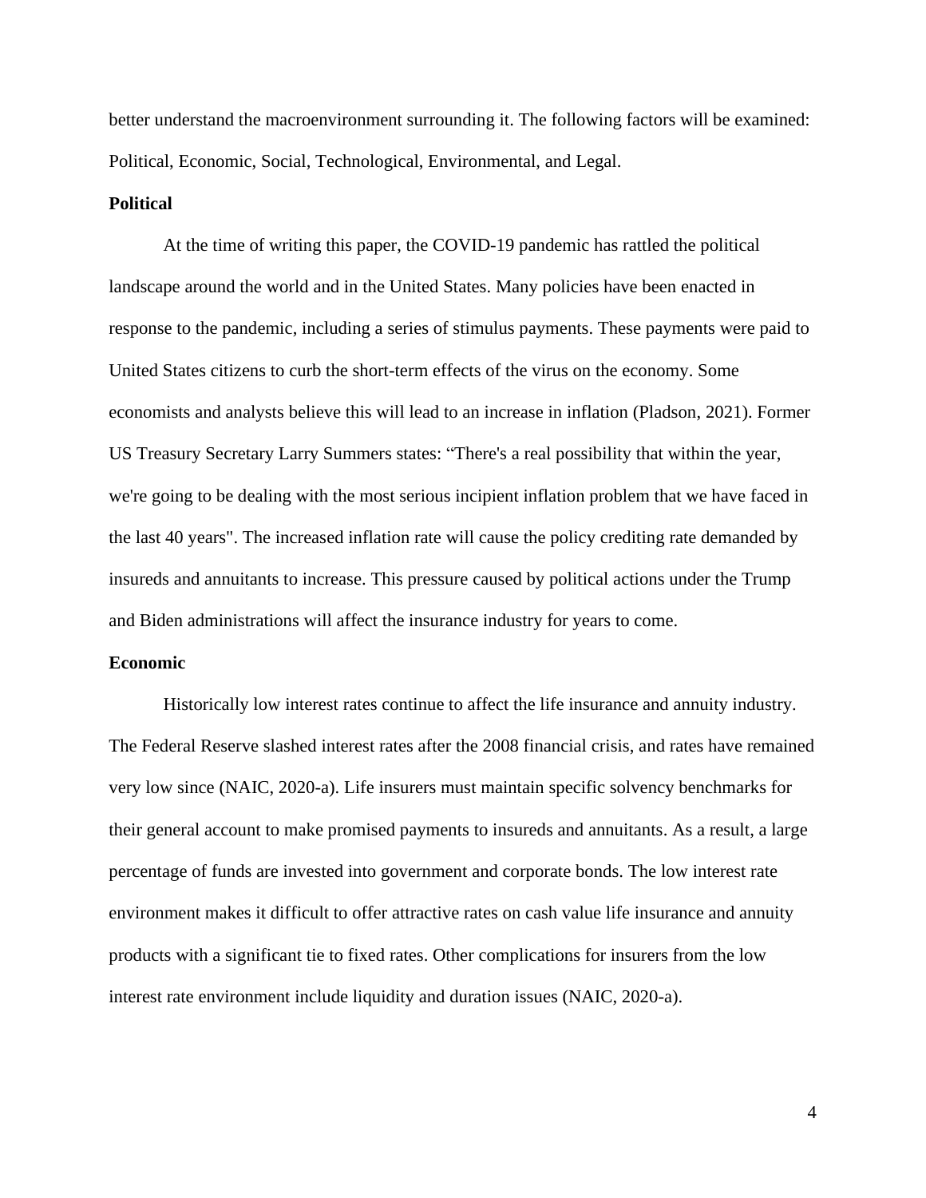better understand the macroenvironment surrounding it. The following factors will be examined: Political, Economic, Social, Technological, Environmental, and Legal.

**Political**

At the time of writing this paper, the COVID-19 pandemic has rattled the political landscape around the world and in the United States. Many policies have been enacted in response to the pandemic, including a series of stimulus payments. These payments were paid to United States citizens to curb the short-term effects of the virus on the economy. Some economists and analysts believe this will lead to an increase in inflation (Pladson, 2021). Former US Treasury Secretary Larry Summers states: “There's a real possibility that within the year, we're going to be dealing with the most serious incipient inflation problem that we have faced in the last 40 years". The increased inflation rate will cause the policy crediting rate demanded by insureds and annuitants to increase. This pressure caused by political actions under the Trump and Biden administrations will affect the insurance industry for years to come.

**Economic**

Historically low interest rates continue to affect the life insurance and annuity industry. The Federal Reserve slashed interest rates after the 2008 financial crisis, and rates have remained very low since (NAIC, 2020-a). Life insurers must maintain specific solvency benchmarks for their general account to make promised payments to insureds and annuitants. As a result, a large percentage of funds are invested into government and corporate bonds. The low interest rate environment makes it difficult to offer attractive rates on cash value life insurance and annuity products with a significant tie to fixed rates. Other complications for insurers from the low interest rate environment include liquidity and duration issues (NAIC, 2020-a).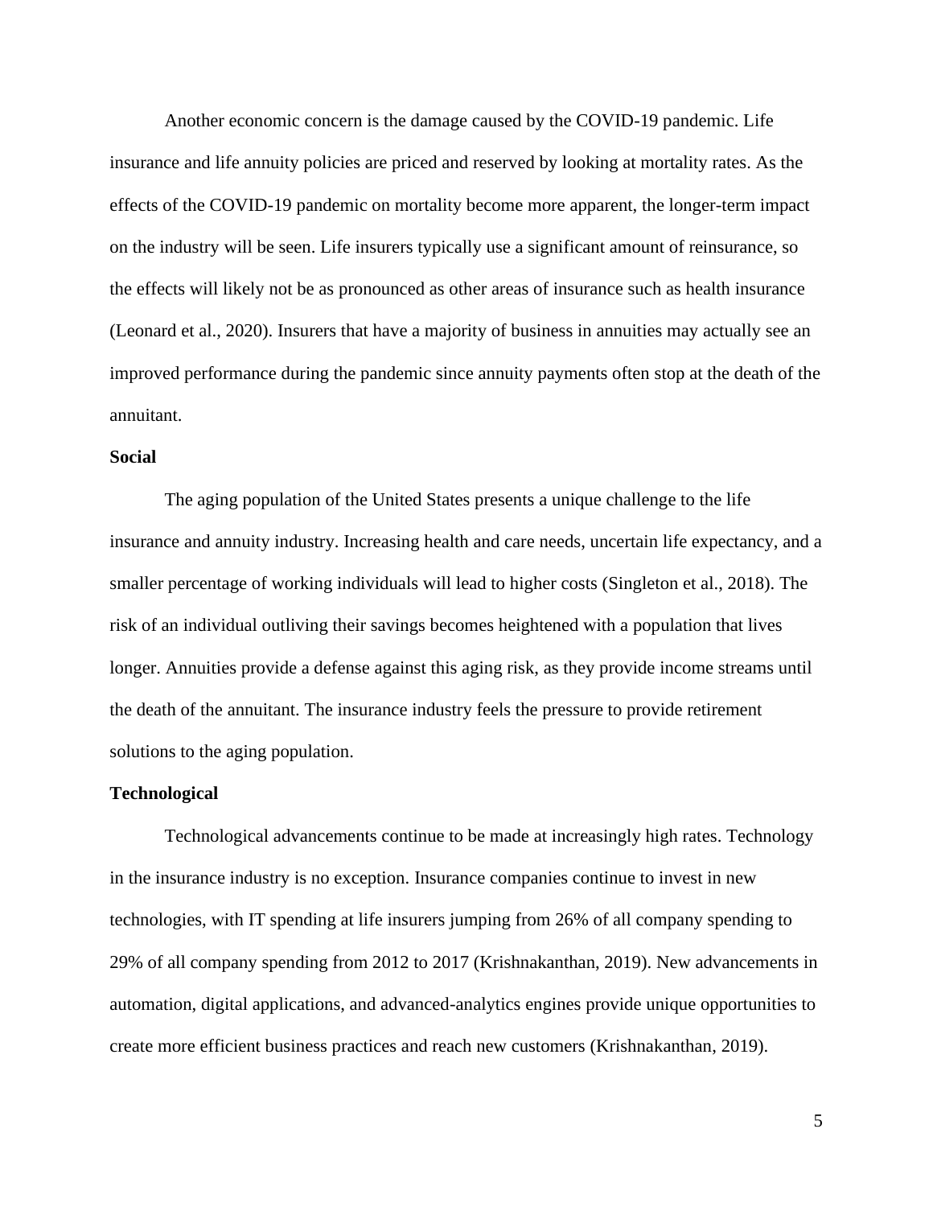Another economic concern is the damage caused by the COVID-19 pandemic. Life insurance and life annuity policies are priced and reserved by looking at mortality rates. As the effects of the COVID-19 pandemic on mortality become more apparent, the longer-term impact on the industry will be seen. Life insurers typically use a significant amount of reinsurance, so the effects will likely not be as pronounced as other areas of insurance such as health insurance (Leonard et al., 2020). Insurers that have a majority of business in annuities may actually see an improved performance during the pandemic since annuity payments often stop at the death of the annuitant.

**Social**

The aging population of the United States presents a unique challenge to the life insurance and annuity industry. Increasing health and care needs, uncertain life expectancy, and a smaller percentage of working individuals will lead to higher costs (Singleton et al., 2018). The risk of an individual outliving their savings becomes heightened with a population that lives longer. Annuities provide a defense against this aging risk, as they provide income streams until the death of the annuitant. The insurance industry feels the pressure to provide retirement solutions to the aging population.

**Technological**

Technological advancements continue to be made at increasingly high rates. Technology in the insurance industry is no exception. Insurance companies continue to invest in new technologies, with IT spending at life insurers jumping from 26% of all company spending to 29% of all company spending from 2012 to 2017 (Krishnakanthan, 2019). New advancements in automation, digital applications, and advanced-analytics engines provide unique opportunities to create more efficient business practices and reach new customers (Krishnakanthan, 2019).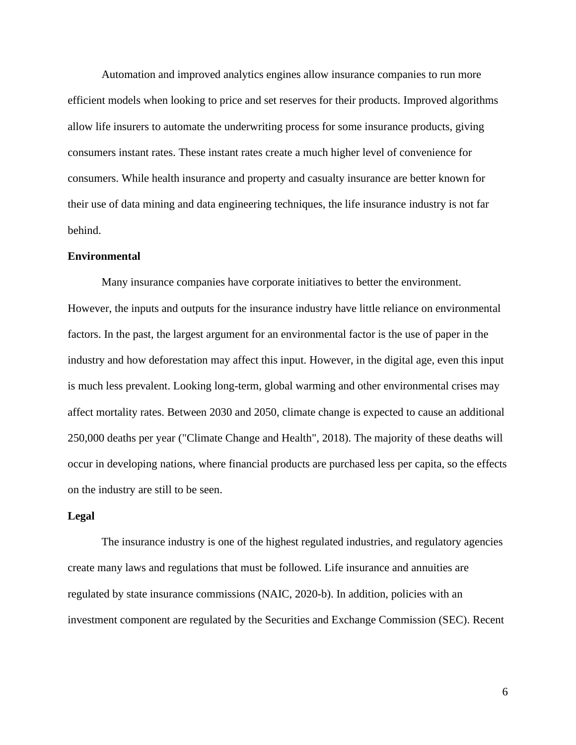Automation and improved analytics engines allow insurance companies to run more efficient models when looking to price and set reserves for their products. Improved algorithms allow life insurers to automate the underwriting process for some insurance products, giving consumers instant rates. These instant rates create a much higher level of convenience for consumers. While health insurance and property and casualty insurance are better known for their use of data mining and data engineering techniques, the life insurance industry is not far behind.

**Environmental**

Many insurance companies have corporate initiatives to better the environment. However, the inputs and outputs for the insurance industry have little reliance on environmental factors. In the past, the largest argument for an environmental factor is the use of paper in the industry and how deforestation may affect this input. However, in the digital age, even this input is much less prevalent. Looking long-term, global warming and other environmental crises may affect mortality rates. Between 2030 and 2050, climate change is expected to cause an additional 250,000 deaths per year ("Climate Change and Health", 2018). The majority of these deaths will occur in developing nations, where financial products are purchased less per capita, so the effects on the industry are still to be seen.

**Legal**

The insurance industry is one of the highest regulated industries, and regulatory agencies create many laws and regulations that must be followed. Life insurance and annuities are regulated by state insurance commissions (NAIC, 2020-b). In addition, policies with an investment component are regulated by the Securities and Exchange Commission (SEC). Recent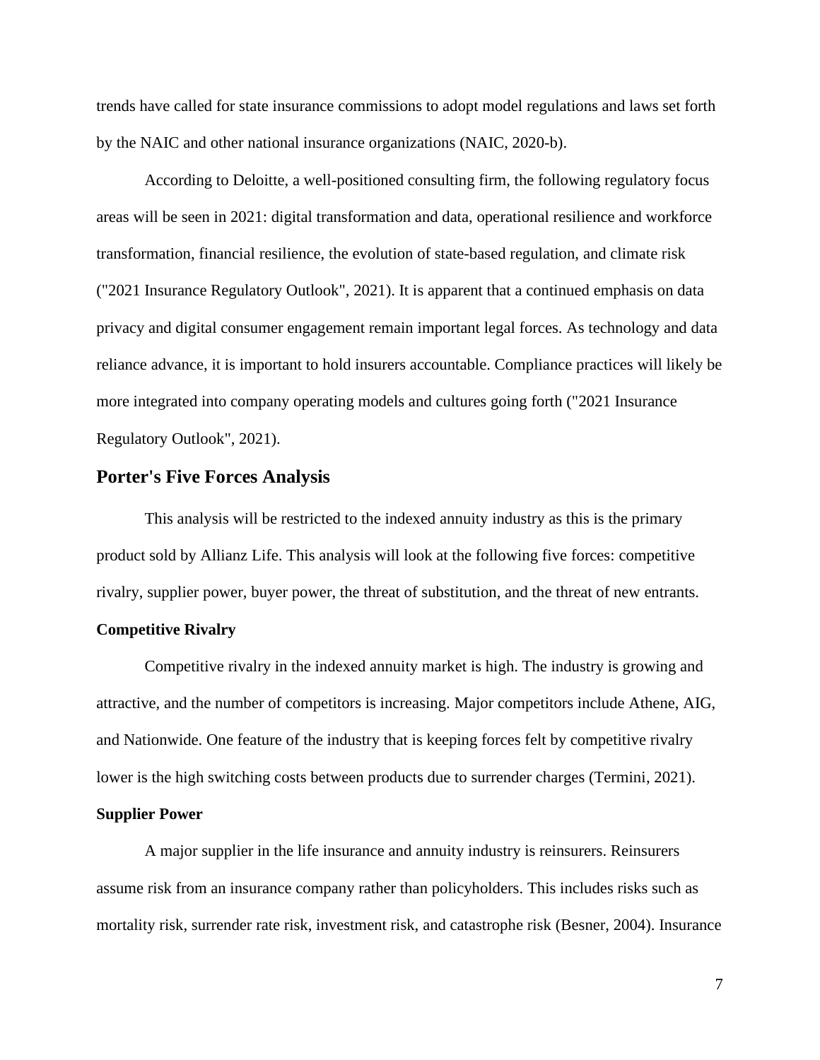trends have called for state insurance commissions to adopt model regulations and laws set forth by the NAIC and other national insurance organizations (NAIC, 2020-b).

According to Deloitte, a well-positioned consulting firm, the following regulatory focus areas will be seen in 2021: digital transformation and data, operational resilience and workforce transformation, financial resilience, the evolution of state-based regulation, and climate risk ("2021 Insurance Regulatory Outlook", 2021). It is apparent that a continued emphasis on data privacy and digital consumer engagement remain important legal forces. As technology and data reliance advance, it is important to hold insurers accountable. Compliance practices will likely be more integrated into company operating models and cultures going forth ("2021 Insurance Regulatory Outlook", 2021).

## Porter's Five Forces Analysis

This analysis will be restricted to the indexed annuity industry as this is the primary product sold by Allianz Life. This analysis will look at the following five forces: competitive rivalry, supplier power, buyer power, the threat of substitution, and the threat of new entrants.

### Competitive Rivalry

Competitive rivalry in the indexed annuity market is high. The industry is growing and attractive, and the number of competitors is increasing. Major competitors include Athene, AIG, and Nationwide. One feature of the industry that is keeping forces felt by competitive rivalry lower is the high switching costs between products due to surrender charges (Termini, 2021).

### Supplier Power

A major supplier in the life insurance and annuity industry is reinsurers. Reinsurers assume risk from an insurance company rather than policyholders. This includes risks such as mortality risk, surrender rate risk, investment risk, and catastrophe risk (Besner, 2004). Insurance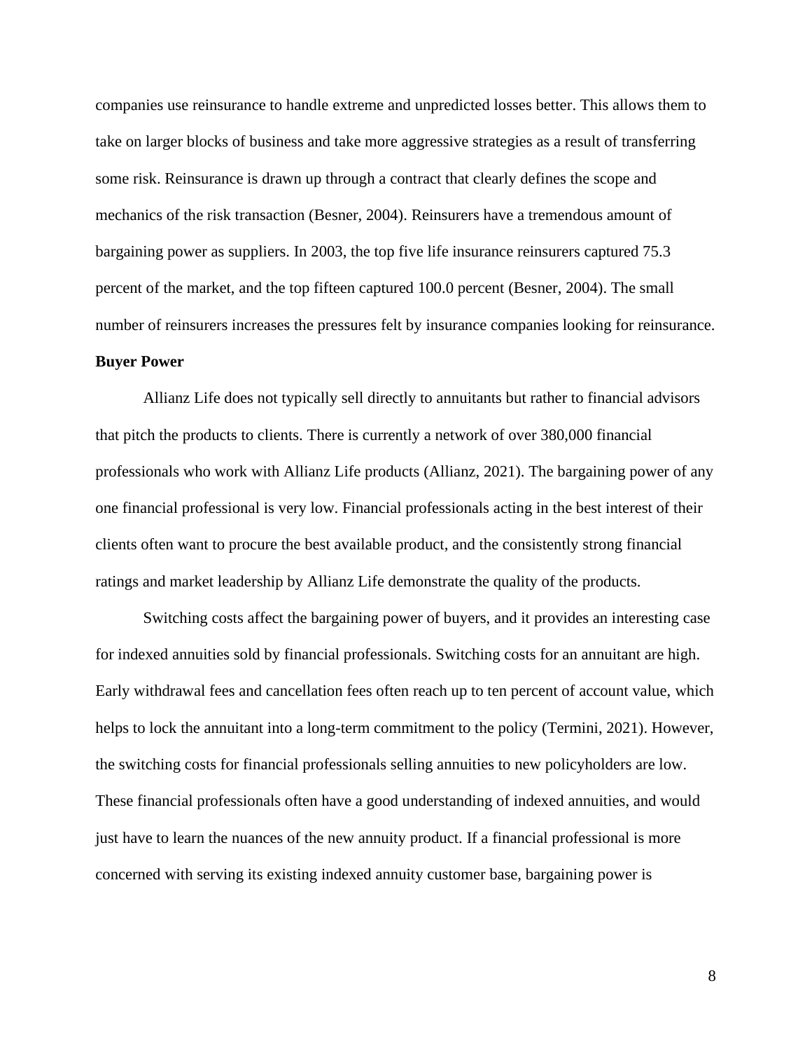companies use reinsurance to handle extreme and unpredicted losses better. This allows them to take on larger blocks of business and take more aggressive strategies as a result of transferring some risk. Reinsurance is drawn up through a contract that clearly defines the scope and mechanics of the risk transaction (Besner, 2004). Reinsurers have a tremendous amount of bargaining power as suppliers. In 2003, the top five life insurance reinsurers captured 75.3 percent of the market, and the top fifteen captured 100.0 percent (Besner, 2004). The small number of reinsurers increases the pressures felt by insurance companies looking for reinsurance.

**Buyer Power**

Allianz Life does not typically sell directly to annuitants but rather to financial advisors that pitch the products to clients. There is currently a network of over 380,000 financial professionals who work with Allianz Life products (Allianz, 2021). The bargaining power of any one financial professional is very low. Financial professionals acting in the best interest of their clients often want to procure the best available product, and the consistently strong financial ratings and market leadership by Allianz Life demonstrate the quality of the products.

Switching costs affect the bargaining power of buyers, and it provides an interesting case for indexed annuities sold by financial professionals. Switching costs for an annuitant are high. Early withdrawal fees and cancellation fees often reach up to ten percent of account value, which helps to lock the annuitant into a long-term commitment to the policy (Termini, 2021). However, the switching costs for financial professionals selling annuities to new policyholders are low. These financial professionals often have a good understanding of indexed annuities, and would just have to learn the nuances of the new annuity product. If a financial professional is more concerned with serving its existing indexed annuity customer base, bargaining power is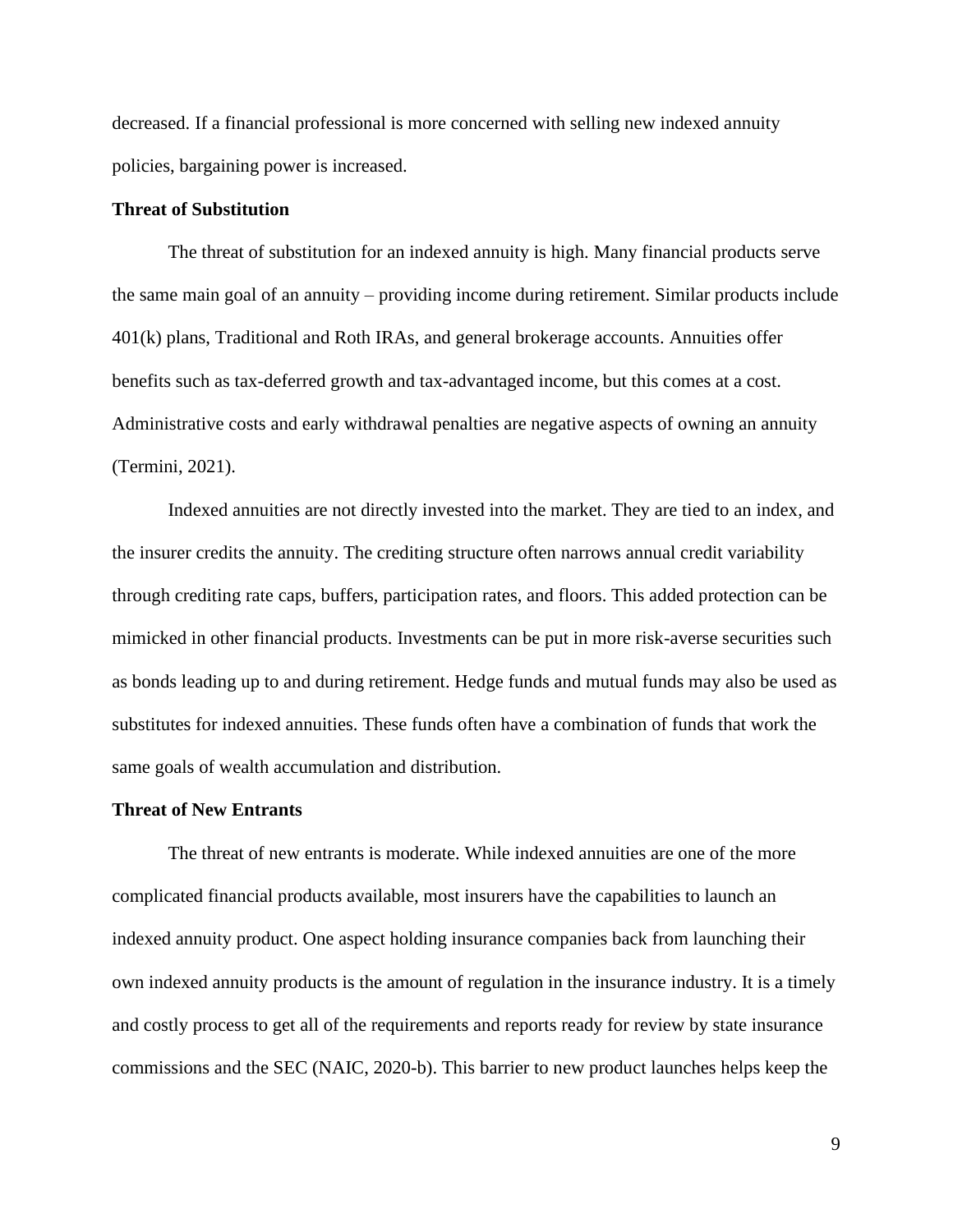decreased. If a financial professional is more concerned with selling new indexed annuity policies, bargaining power is increased.

**Threat of Substitution**

The threat of substitution for an indexed annuity is high. Many financial products serve the same main goal of an annuity – providing income during retirement. Similar products include 401(k) plans, Traditional and Roth IRAs, and general brokerage accounts. Annuities offer benefits such as tax-deferred growth and tax-advantaged income, but this comes at a cost. Administrative costs and early withdrawal penalties are negative aspects of owning an annuity (Termini, 2021).

Indexed annuities are not directly invested into the market. They are tied to an index, and the insurer credits the annuity. The crediting structure often narrows annual credit variability through crediting rate caps, buffers, participation rates, and floors. This added protection can be mimicked in other financial products. Investments can be put in more risk-averse securities such as bonds leading up to and during retirement. Hedge funds and mutual funds may also be used as substitutes for indexed annuities. These funds often have a combination of funds that work the same goals of wealth accumulation and distribution.

**Threat of New Entrants**

The threat of new entrants is moderate. While indexed annuities are one of the more complicated financial products available, most insurers have the capabilities to launch an indexed annuity product. One aspect holding insurance companies back from launching their own indexed annuity products is the amount of regulation in the insurance industry. It is a timely and costly process to get all of the requirements and reports ready for review by state insurance commissions and the SEC (NAIC, 2020-b). This barrier to new product launches helps keep the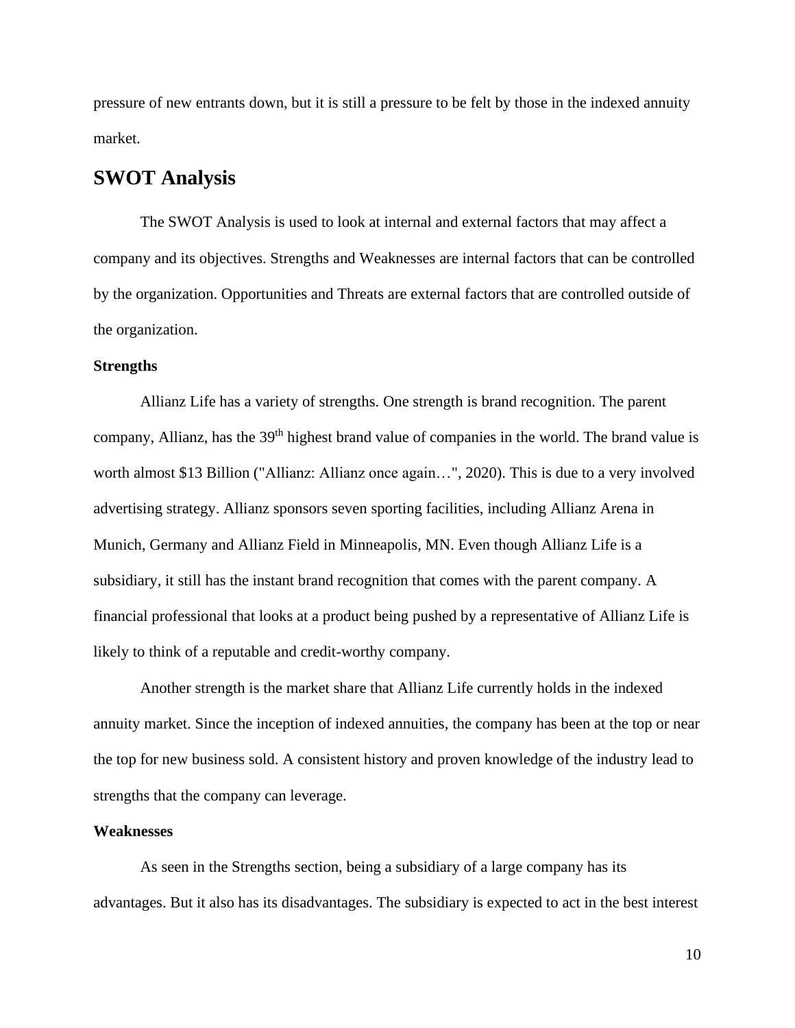pressure of new entrants down, but it is still a pressure to be felt by those in the indexed annuity market.

## SWOT Analysis

The SWOT Analysis is used to look at internal and external factors that may affect a company and its objectives. Strengths and Weaknesses are internal factors that can be controlled by the organization. Opportunities and Threats are external factors that are controlled outside of the organization.

### Strengths

Allianz Life has a variety of strengths. One strength is brand recognition. The parent company, Allianz, has the 39th highest brand value of companies in the world. The brand value is worth almost $13 Billion ("Allianz: Allianz once again…", 2020). This is due to a very involved advertising strategy. Allianz sponsors seven sporting facilities, including Allianz Arena in Munich, Germany and Allianz Field in Minneapolis, MN. Even though Allianz Life is a subsidiary, it still has the instant brand recognition that comes with the parent company. A financial professional that looks at a product being pushed by a representative of Allianz Life is likely to think of a reputable and credit-worthy company.

Another strength is the market share that Allianz Life currently holds in the indexed annuity market. Since the inception of indexed annuities, the company has been at the top or near the top for new business sold. A consistent history and proven knowledge of the industry lead to strengths that the company can leverage.

### Weaknesses

As seen in the Strengths section, being a subsidiary of a large company has its advantages. But it also has its disadvantages. The subsidiary is expected to act in the best interest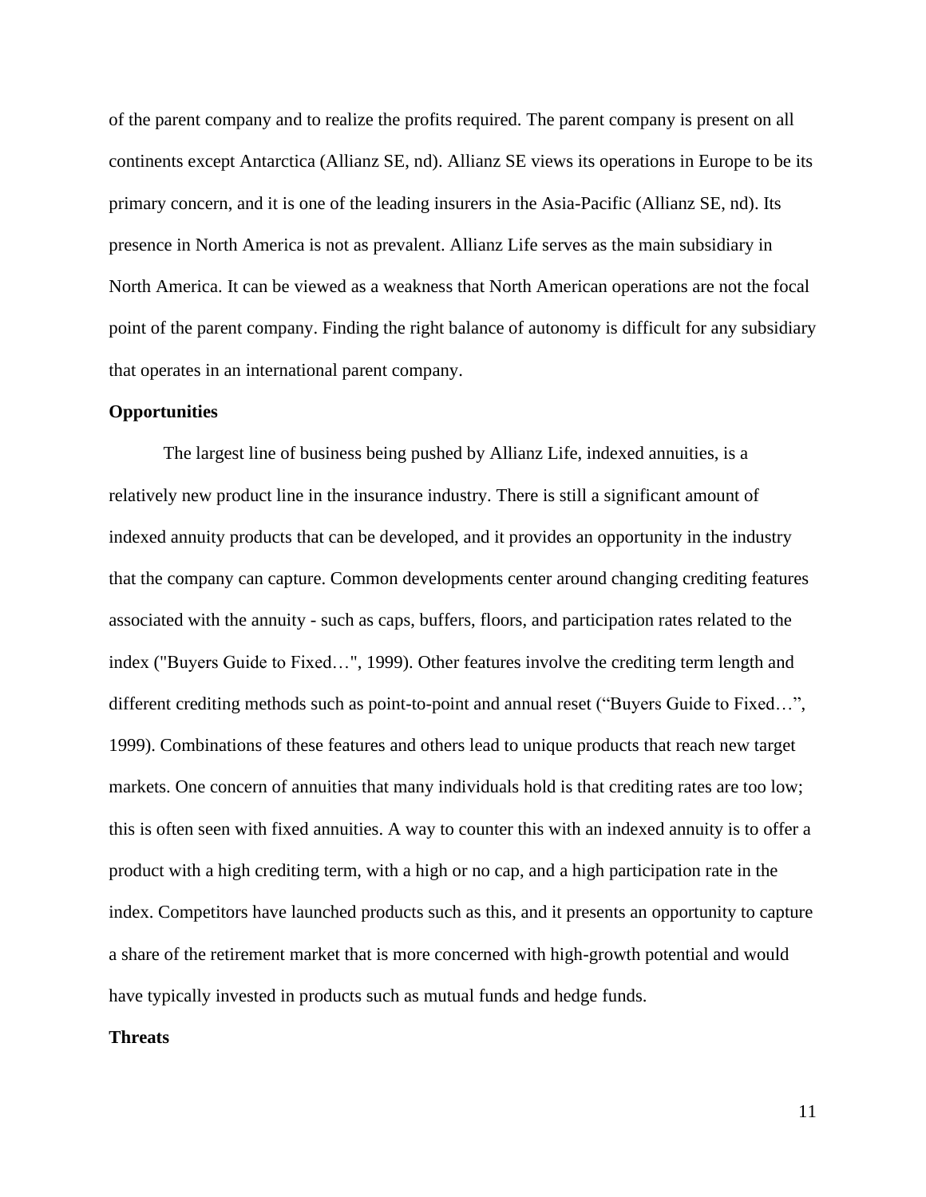of the parent company and to realize the profits required. The parent company is present on all continents except Antarctica (Allianz SE, nd). Allianz SE views its operations in Europe to be its primary concern, and it is one of the leading insurers in the Asia-Pacific (Allianz SE, nd). Its presence in North America is not as prevalent. Allianz Life serves as the main subsidiary in North America. It can be viewed as a weakness that North American operations are not the focal point of the parent company. Finding the right balance of autonomy is difficult for any subsidiary that operates in an international parent company.

**Opportunities**

The largest line of business being pushed by Allianz Life, indexed annuities, is a relatively new product line in the insurance industry. There is still a significant amount of indexed annuity products that can be developed, and it provides an opportunity in the industry that the company can capture. Common developments center around changing crediting features associated with the annuity - such as caps, buffers, floors, and participation rates related to the index ("Buyers Guide to Fixed…", 1999). Other features involve the crediting term length and different crediting methods such as point-to-point and annual reset ("Buyers Guide to Fixed…", 1999). Combinations of these features and others lead to unique products that reach new target markets. One concern of annuities that many individuals hold is that crediting rates are too low; this is often seen with fixed annuities. A way to counter this with an indexed annuity is to offer a product with a high crediting term, with a high or no cap, and a high participation rate in the index. Competitors have launched products such as this, and it presents an opportunity to capture a share of the retirement market that is more concerned with high-growth potential and would have typically invested in products such as mutual funds and hedge funds.

**Threats**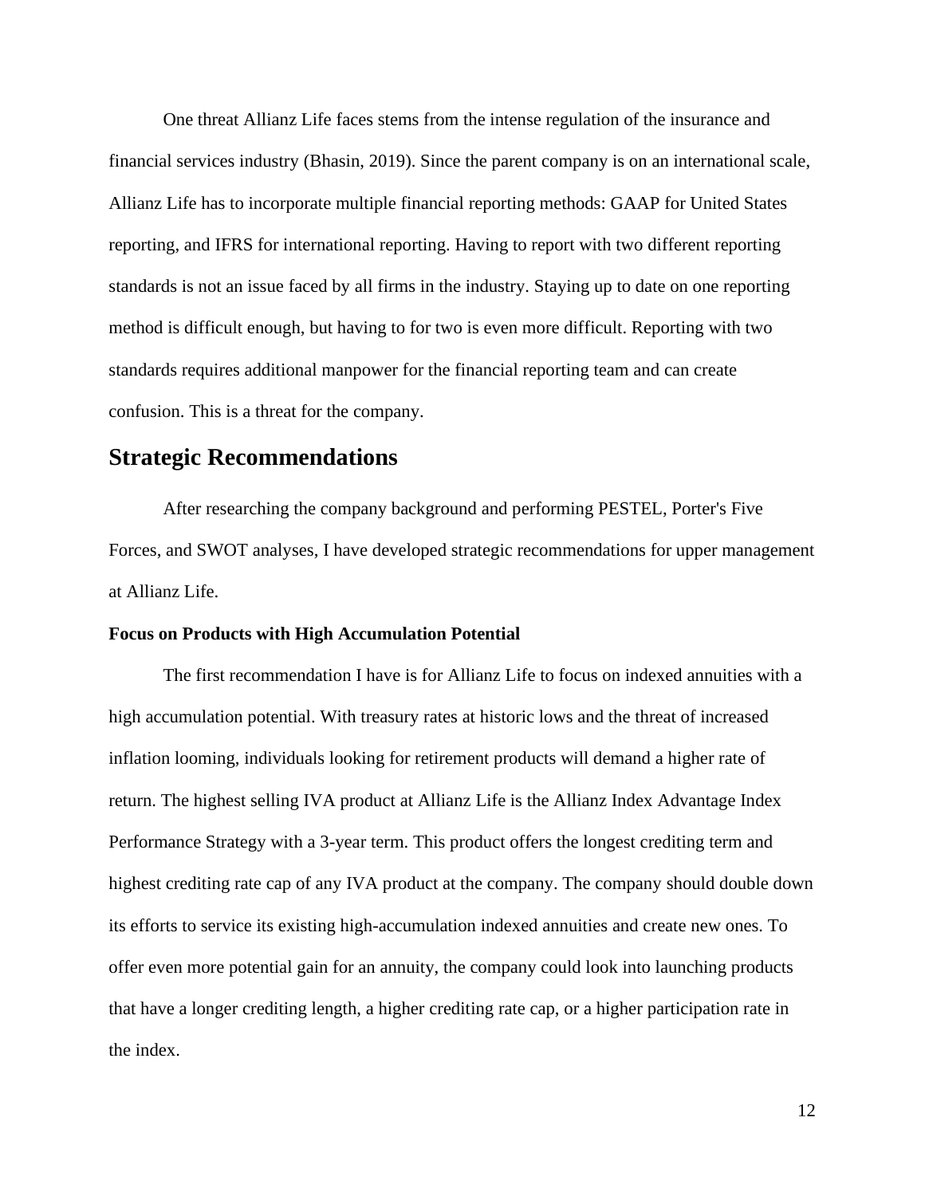One threat Allianz Life faces stems from the intense regulation of the insurance and financial services industry (Bhasin, 2019). Since the parent company is on an international scale, Allianz Life has to incorporate multiple financial reporting methods: GAAP for United States reporting, and IFRS for international reporting. Having to report with two different reporting standards is not an issue faced by all firms in the industry. Staying up to date on one reporting method is difficult enough, but having to for two is even more difficult. Reporting with two standards requires additional manpower for the financial reporting team and can create confusion. This is a threat for the company.

## Strategic Recommendations

After researching the company background and performing PESTEL, Porter's Five Forces, and SWOT analyses, I have developed strategic recommendations for upper management at Allianz Life.

### Focus on Products with High Accumulation Potential

The first recommendation I have is for Allianz Life to focus on indexed annuities with a high accumulation potential. With treasury rates at historic lows and the threat of increased inflation looming, individuals looking for retirement products will demand a higher rate of return. The highest selling IVA product at Allianz Life is the Allianz Index Advantage Index Performance Strategy with a 3-year term. This product offers the longest crediting term and highest crediting rate cap of any IVA product at the company. The company should double down its efforts to service its existing high-accumulation indexed annuities and create new ones. To offer even more potential gain for an annuity, the company could look into launching products that have a longer crediting length, a higher crediting rate cap, or a higher participation rate in the index.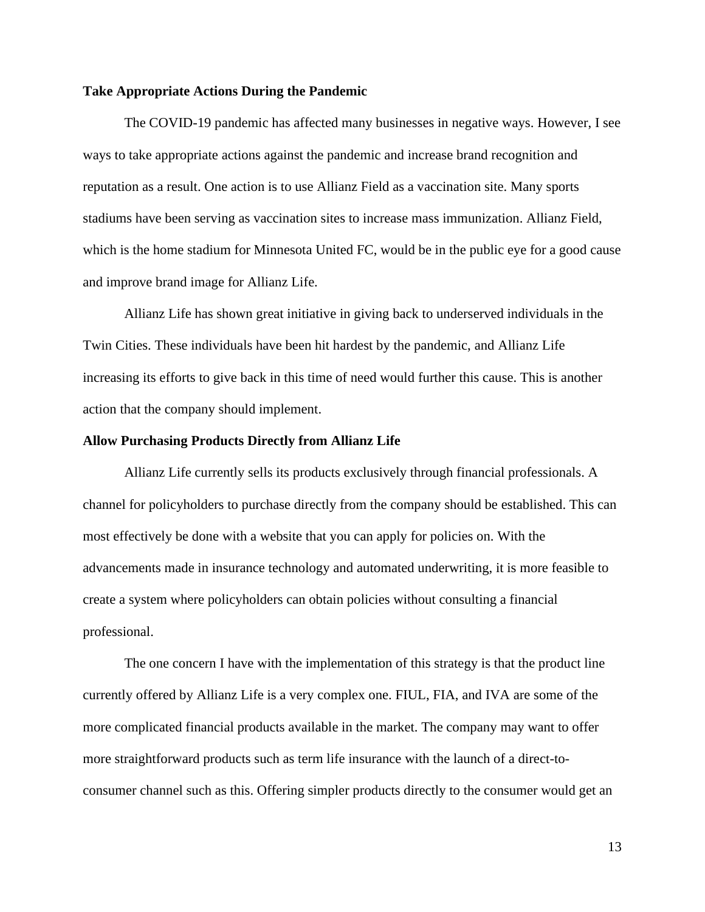**Take Appropriate Actions During the Pandemic**

The COVID-19 pandemic has affected many businesses in negative ways. However, I see ways to take appropriate actions against the pandemic and increase brand recognition and reputation as a result. One action is to use Allianz Field as a vaccination site. Many sports stadiums have been serving as vaccination sites to increase mass immunization. Allianz Field, which is the home stadium for Minnesota United FC, would be in the public eye for a good cause and improve brand image for Allianz Life.

Allianz Life has shown great initiative in giving back to underserved individuals in the Twin Cities. These individuals have been hit hardest by the pandemic, and Allianz Life increasing its efforts to give back in this time of need would further this cause. This is another action that the company should implement.

**Allow Purchasing Products Directly from Allianz Life**

Allianz Life currently sells its products exclusively through financial professionals. A channel for policyholders to purchase directly from the company should be established. This can most effectively be done with a website that you can apply for policies on. With the advancements made in insurance technology and automated underwriting, it is more feasible to create a system where policyholders can obtain policies without consulting a financial professional.

The one concern I have with the implementation of this strategy is that the product line currently offered by Allianz Life is a very complex one. FIUL, FIA, and IVA are some of the more complicated financial products available in the market. The company may want to offer more straightforward products such as term life insurance with the launch of a direct-to-consumer channel such as this. Offering simpler products directly to the consumer would get an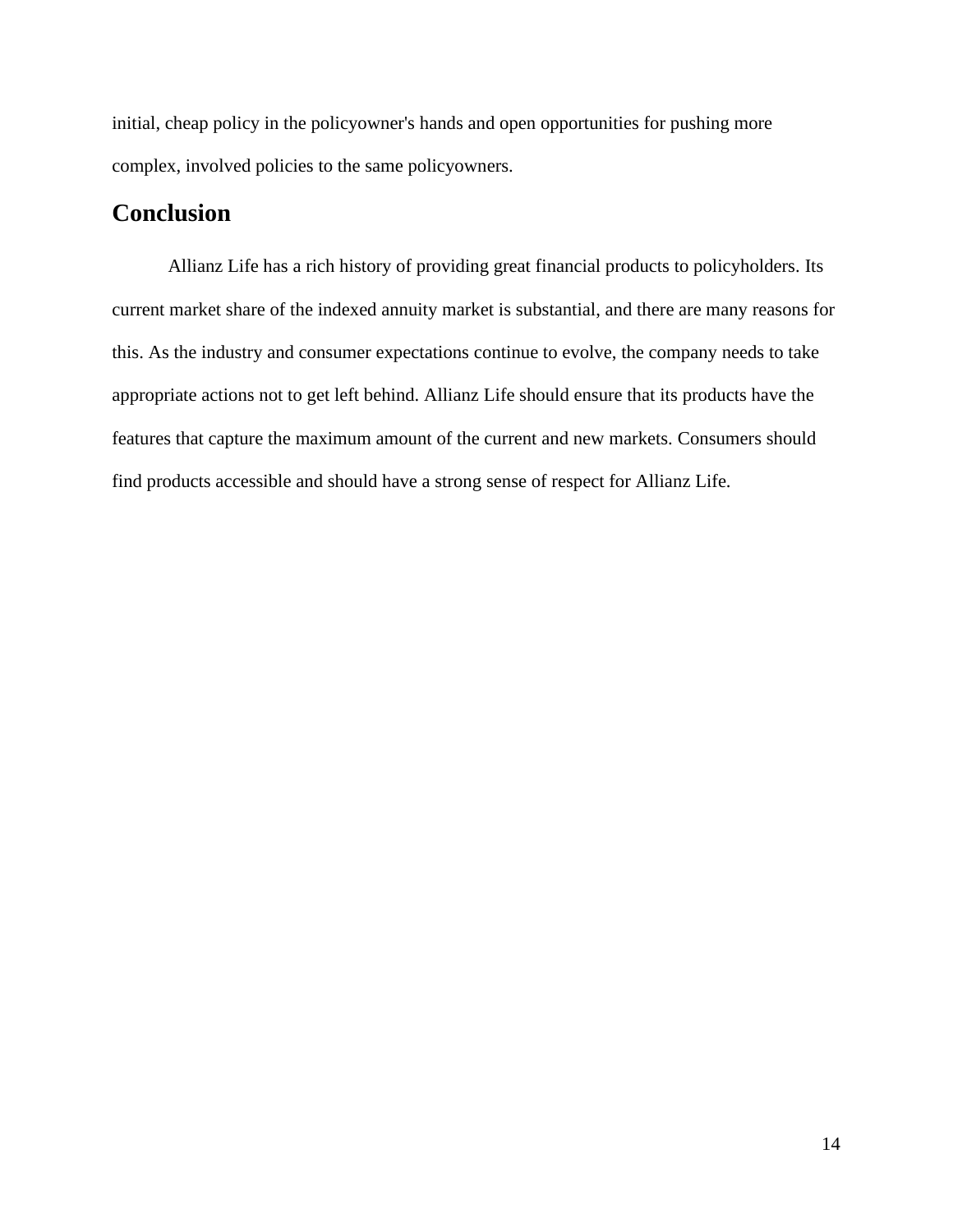initial, cheap policy in the policyowner's hands and open opportunities for pushing more complex, involved policies to the same policyowners.

## Conclusion

Allianz Life has a rich history of providing great financial products to policyholders. Its current market share of the indexed annuity market is substantial, and there are many reasons for this. As the industry and consumer expectations continue to evolve, the company needs to take appropriate actions not to get left behind. Allianz Life should ensure that its products have the features that capture the maximum amount of the current and new markets. Consumers should find products accessible and should have a strong sense of respect for Allianz Life.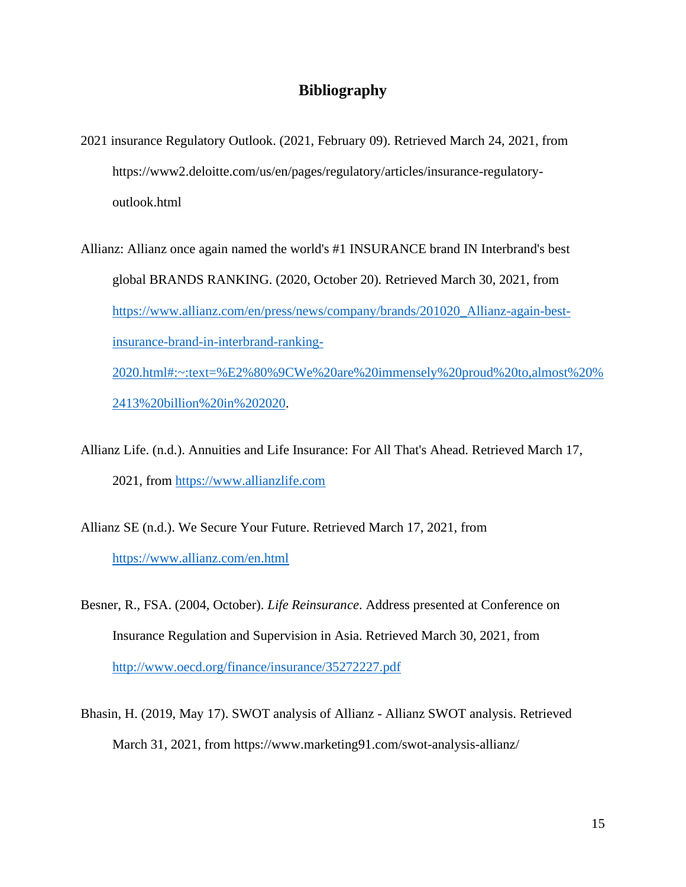# Bibliography

2021 insurance Regulatory Outlook. (2021, February 09). Retrieved March 24, 2021, from https://www2.deloitte.com/us/en/pages/regulatory/articles/insurance-regulatory-outlook.html

Allianz: Allianz once again named the world's #1 INSURANCE brand IN Interbrand's best global BRANDS RANKING. (2020, October 20). Retrieved March 30, 2021, from https://www.allianz.com/en/press/news/company/brands/201020_Allianz-again-best-insurance-brand-in-interbrand-ranking-2020.html#:~:text=%E2%80%9CWe%20are%20immensely%20proud%20to,almost%20%2413%20billion%20in%202020.

Allianz Life. (n.d.). Annuities and Life Insurance: For All That's Ahead. Retrieved March 17, 2021, from https://www.allianzlife.com

Allianz SE (n.d.). We Secure Your Future. Retrieved March 17, 2021, from https://www.allianz.com/en.html

Besner, R., FSA. (2004, October). *Life Reinsurance*. Address presented at Conference on Insurance Regulation and Supervision in Asia. Retrieved March 30, 2021, from http://www.oecd.org/finance/insurance/35272227.pdf

Bhasin, H. (2019, May 17). SWOT analysis of Allianz - Allianz SWOT analysis. Retrieved March 31, 2021, from https://www.marketing91.com/swot-analysis-allianz/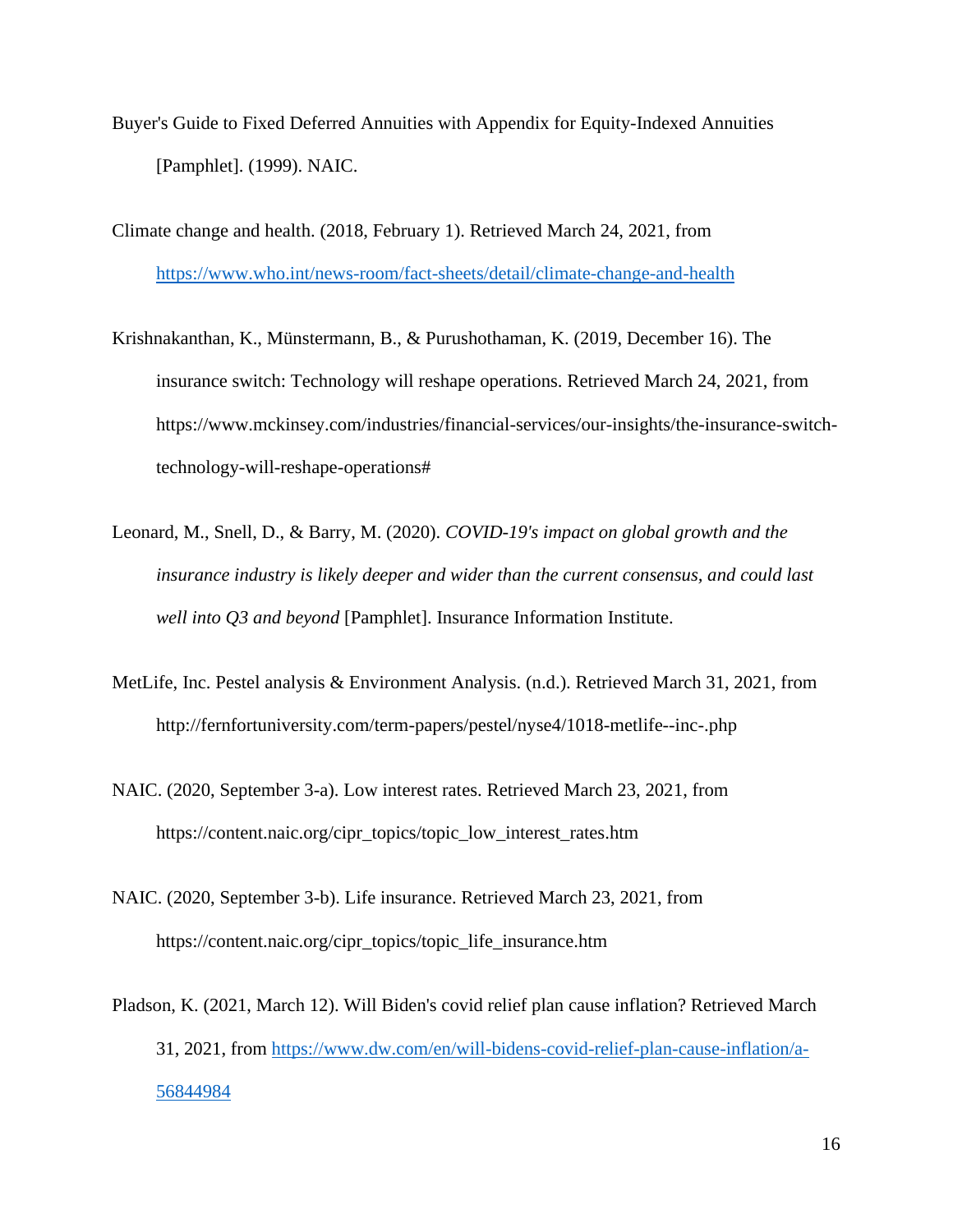Buyer's Guide to Fixed Deferred Annuities with Appendix for Equity-Indexed Annuities [Pamphlet]. (1999). NAIC.

Climate change and health. (2018, February 1). Retrieved March 24, 2021, from https://www.who.int/news-room/fact-sheets/detail/climate-change-and-health

Krishnakanthan, K., Münstermann, B., & Purushothaman, K. (2019, December 16). The insurance switch: Technology will reshape operations. Retrieved March 24, 2021, from https://www.mckinsey.com/industries/financial-services/our-insights/the-insurance-switch-technology-will-reshape-operations#

Leonard, M., Snell, D., & Barry, M. (2020). *COVID-19's impact on global growth and the insurance industry is likely deeper and wider than the current consensus, and could last well into Q3 and beyond* [Pamphlet]. Insurance Information Institute.

MetLife, Inc. Pestel analysis & Environment Analysis. (n.d.). Retrieved March 31, 2021, from http://fernfortuniversity.com/term-papers/pestel/nyse4/1018-metlife--inc-.php

NAIC. (2020, September 3-a). Low interest rates. Retrieved March 23, 2021, from https://content.naic.org/cipr_topics/topic_low_interest_rates.htm

NAIC. (2020, September 3-b). Life insurance. Retrieved March 23, 2021, from https://content.naic.org/cipr_topics/topic_life_insurance.htm

Pladson, K. (2021, March 12). Will Biden's covid relief plan cause inflation? Retrieved March 31, 2021, from https://www.dw.com/en/will-bidens-covid-relief-plan-cause-inflation/a-56844984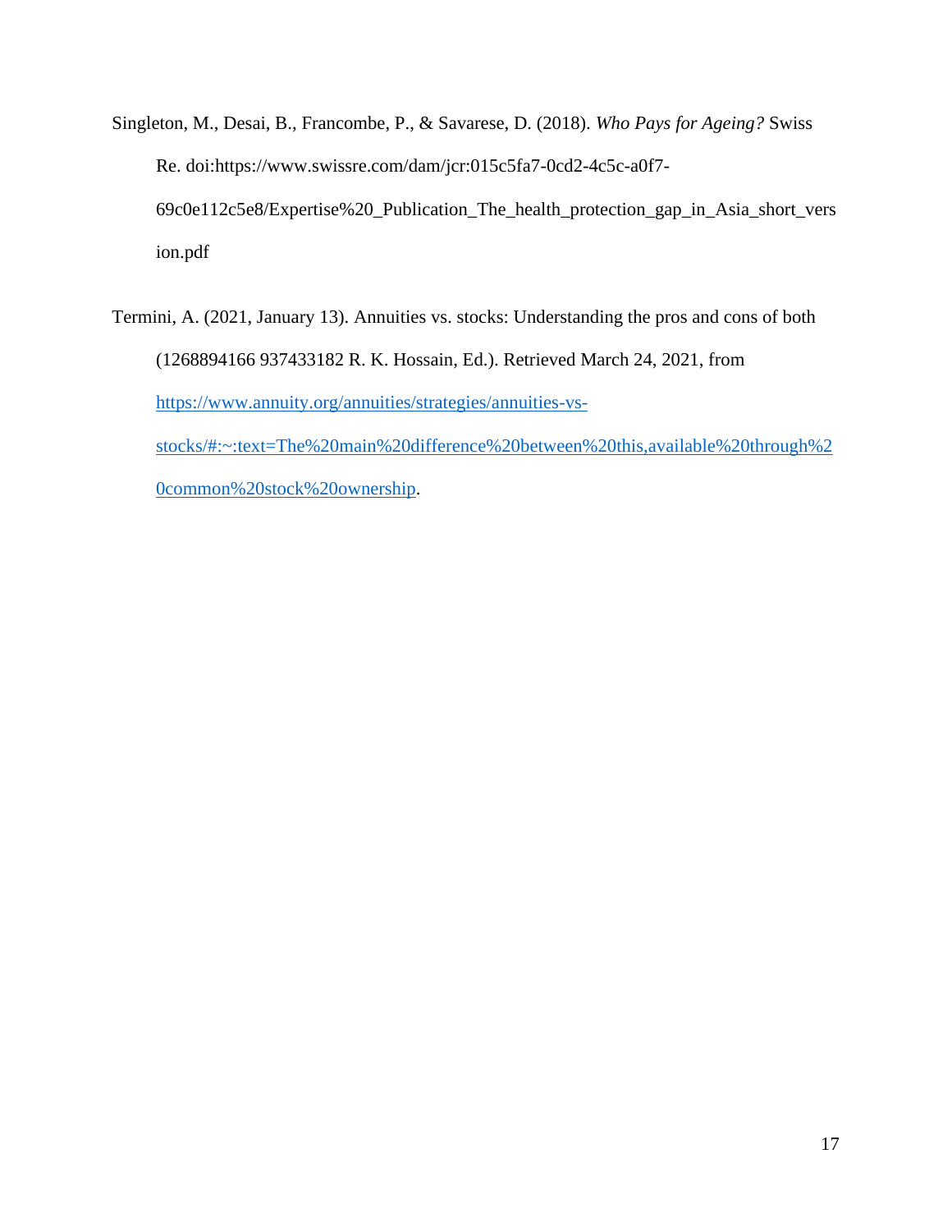Singleton, M., Desai, B., Francombe, P., & Savarese, D. (2018). *Who Pays for Ageing?* Swiss Re. doi:https://www.swissre.com/dam/jcr:015c5fa7-0cd2-4c5c-a0f7-69c0e112c5e8/Expertise%20_Publication_The_health_protection_gap_in_Asia_short_version.pdf

Termini, A. (2021, January 13). Annuities vs. stocks: Understanding the pros and cons of both (1268894166 937433182 R. K. Hossain, Ed.). Retrieved March 24, 2021, from [https://www.annuity.org/annuities/strategies/annuities-vs-stocks/#:~:text=The%20main%20difference%20between%20this,available%20through%20common%20stock%20ownership](https://www.annuity.org/annuities/strategies/annuities-vs-stocks/#:~:text=The%20main%20difference%20between%20this,available%20through%20common%20stock%20ownership).